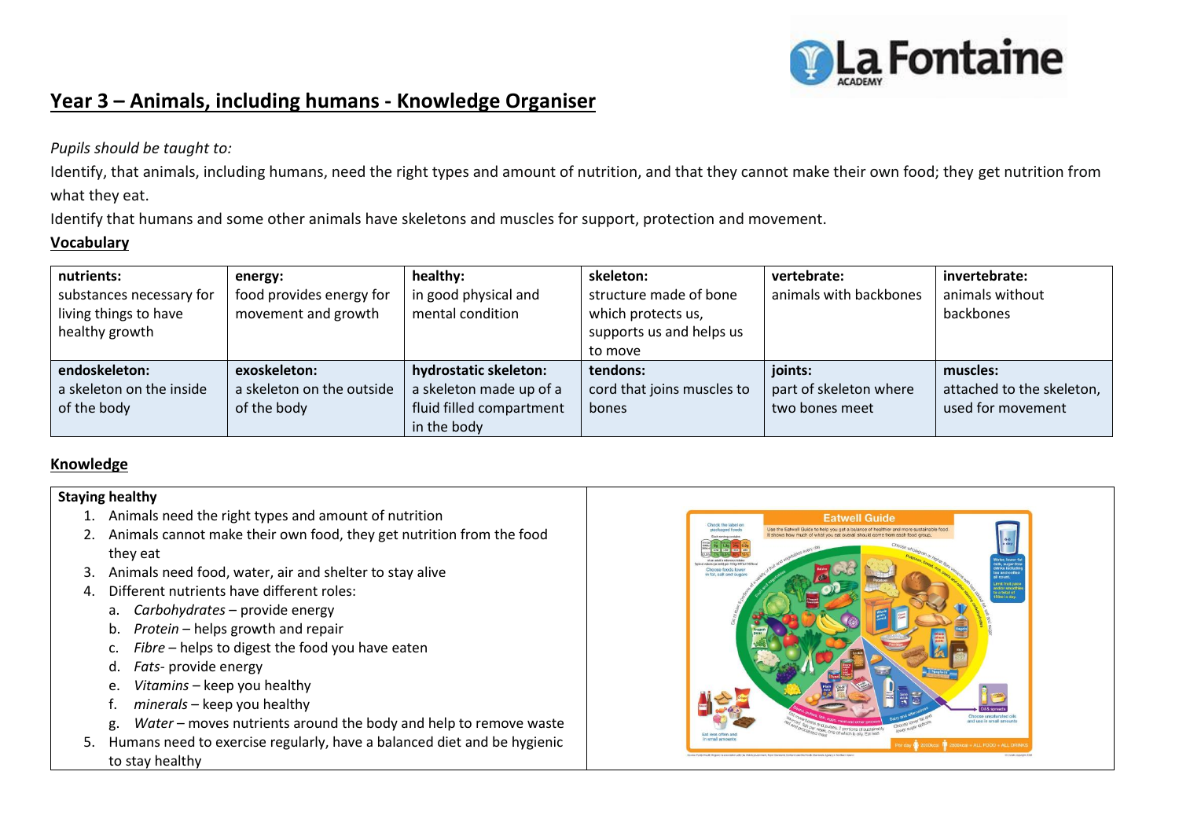# Year 3 – Animals, including humans - Knowledge Organiser

*Pupils should be taught to:*

Identify, that animals, including humans, need the right types and amount of nutrition, and that they cannot make their own food; they get nutrition from what they eat.

Identify that humans and some other animals have skeletons and muscles for support, protection and movement.

## Vocabulary

| | | | | | |
|---|---|---|---|---|---|
| **nutrients:** substances necessary for living things to have healthy growth | **energy:** food provides energy for movement and growth | **healthy:** in good physical and mental condition | **skeleton:** structure made of bone which protects us, supports us and helps us to move | **vertebrate:** animals with backbones | **invertebrate:** animals without backbones |
| **endoskeleton:** a skeleton on the inside of the body | **exoskeleton:** a skeleton on the outside of the body | **hydrostatic skeleton:** a skeleton made up of a fluid filled compartment in the body | **tendons:** cord that joins muscles to bones | **joints:** part of skeleton where two bones meet | **muscles:** attached to the skeleton, used for movement |

## Knowledge

**Staying healthy**

1. Animals need the right types and amount of nutrition
2. Animals cannot make their own food, they get nutrition from the food they eat
3. Animals need food, water, air and shelter to stay alive
4. Different nutrients have different roles:
   a. *Carbohydrates* – provide energy
   b. *Protein* – helps growth and repair
   c. *Fibre* – helps to digest the food you have eaten
   d. *Fats*- provide energy
   e. *Vitamins* – keep you healthy
   f. *minerals* – keep you healthy
   g. *Water* – moves nutrients around the body and help to remove waste
5. Humans need to exercise regularly, have a balanced diet and be hygienic to stay healthy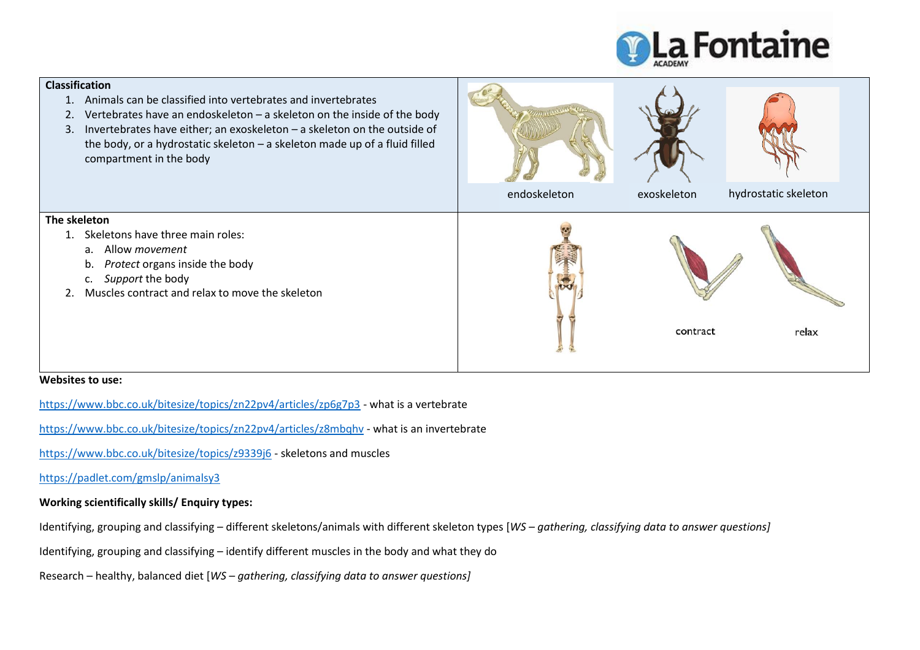| | |
|---|---|
| **Classification**<br>1. Animals can be classified into vertebrates and invertebrates<br>2. Vertebrates have an endoskeleton – a skeleton on the inside of the body<br>3. Invertebrates have either; an exoskeleton – a skeleton on the outside of the body, or a hydrostatic skeleton – a skeleton made up of a fluid filled compartment in the body | endoskeleton exoskeleton hydrostatic skeleton |
| **The skeleton**<br>1. Skeletons have three main roles:<br>a. Allow *movement*<br>b. *Protect* organs inside the body<br>c. *Support* the body<br>2. Muscles contract and relax to move the skeleton | contract relax |

**Websites to use:**

https://www.bbc.co.uk/bitesize/topics/zn22pv4/articles/zp6g7p3 - what is a vertebrate

https://www.bbc.co.uk/bitesize/topics/zn22pv4/articles/z8mbqhv - what is an invertebrate

https://www.bbc.co.uk/bitesize/topics/z9339j6 - skeletons and muscles

https://padlet.com/gmslp/animalsy3

**Working scientifically skills/ Enquiry types:**

Identifying, grouping and classifying – different skeletons/animals with different skeleton types [*WS – gathering, classifying data to answer questions]*

Identifying, grouping and classifying – identify different muscles in the body and what they do

Research – healthy, balanced diet [*WS – gathering, classifying data to answer questions]*